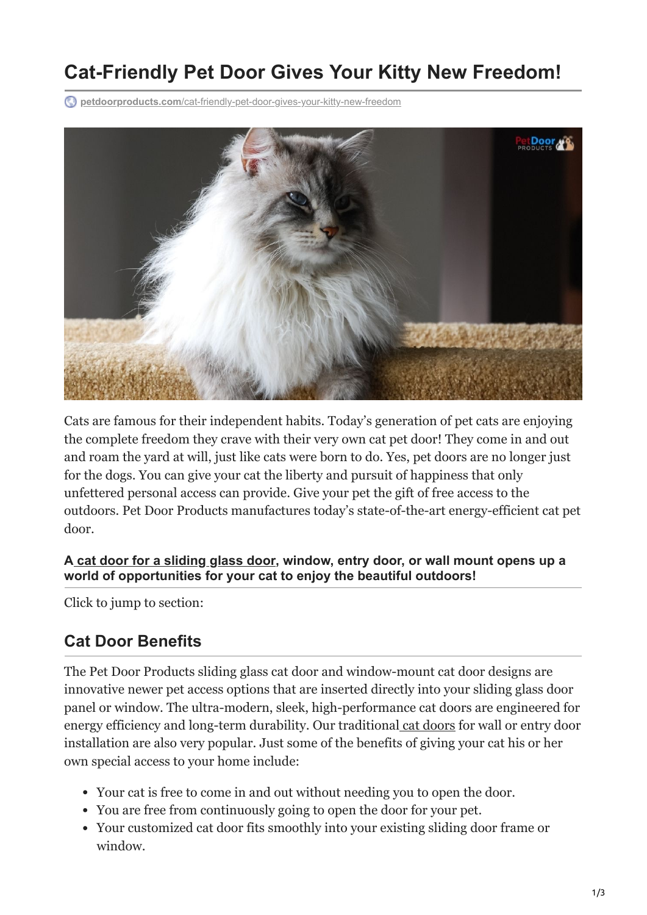# Cat-Friendly Pet Door Gives Your Kitty New Freedom!

petdoorproducts.com/cat-friendly-pet-door-gives-your-kitty-new-freedom

Cats are famous for their independent habits. Today's generation of pet cats are enjoying the complete freedom they crave with their very own cat pet door! They come in and out and roam the yard at will, just like cats were born to do. Yes, pet doors are no longer just for the dogs. You can give your cat the liberty and pursuit of happiness that only unfettered personal access can provide. Give your pet the gift of free access to the outdoors. Pet Door Products manufactures today's state-of-the-art energy-efficient cat pet door.

**A cat door for a sliding glass door, window, entry door, or wall mount opens up a world of opportunities for your cat to enjoy the beautiful outdoors!**

Click to jump to section:

## Cat Door Benefits

The Pet Door Products sliding glass cat door and window-mount cat door designs are innovative newer pet access options that are inserted directly into your sliding glass door panel or window. The ultra-modern, sleek, high-performance cat doors are engineered for energy efficiency and long-term durability. Our traditional cat doors for wall or entry door installation are also very popular. Just some of the benefits of giving your cat his or her own special access to your home include:

- Your cat is free to come in and out without needing you to open the door.
- You are free from continuously going to open the door for your pet.
- Your customized cat door fits smoothly into your existing sliding door frame or window.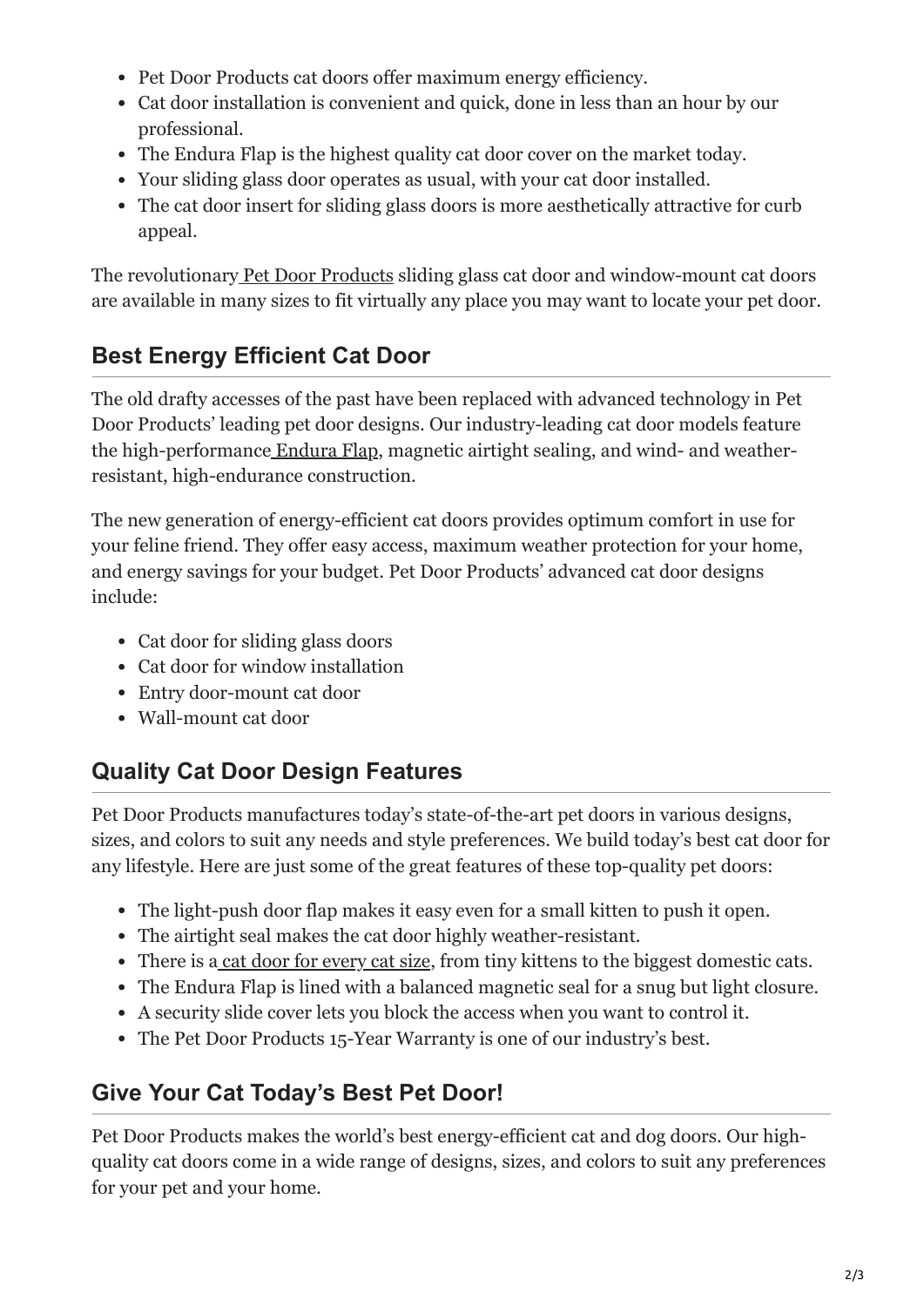- Pet Door Products cat doors offer maximum energy efficiency.
- Cat door installation is convenient and quick, done in less than an hour by our professional.
- The Endura Flap is the highest quality cat door cover on the market today.
- Your sliding glass door operates as usual, with your cat door installed.
- The cat door insert for sliding glass doors is more aesthetically attractive for curb appeal.

The revolutionary Pet Door Products sliding glass cat door and window-mount cat doors are available in many sizes to fit virtually any place you may want to locate your pet door.

## Best Energy Efficient Cat Door

The old drafty accesses of the past have been replaced with advanced technology in Pet Door Products' leading pet door designs. Our industry-leading cat door models feature the high-performance Endura Flap, magnetic airtight sealing, and wind- and weather-resistant, high-endurance construction.

The new generation of energy-efficient cat doors provides optimum comfort in use for your feline friend. They offer easy access, maximum weather protection for your home, and energy savings for your budget. Pet Door Products' advanced cat door designs include:

- Cat door for sliding glass doors
- Cat door for window installation
- Entry door-mount cat door
- Wall-mount cat door

## Quality Cat Door Design Features

Pet Door Products manufactures today's state-of-the-art pet doors in various designs, sizes, and colors to suit any needs and style preferences. We build today's best cat door for any lifestyle. Here are just some of the great features of these top-quality pet doors:

- The light-push door flap makes it easy even for a small kitten to push it open.
- The airtight seal makes the cat door highly weather-resistant.
- There is a cat door for every cat size, from tiny kittens to the biggest domestic cats.
- The Endura Flap is lined with a balanced magnetic seal for a snug but light closure.
- A security slide cover lets you block the access when you want to control it.
- The Pet Door Products 15-Year Warranty is one of our industry's best.

## Give Your Cat Today's Best Pet Door!

Pet Door Products makes the world's best energy-efficient cat and dog doors. Our high-quality cat doors come in a wide range of designs, sizes, and colors to suit any preferences for your pet and your home.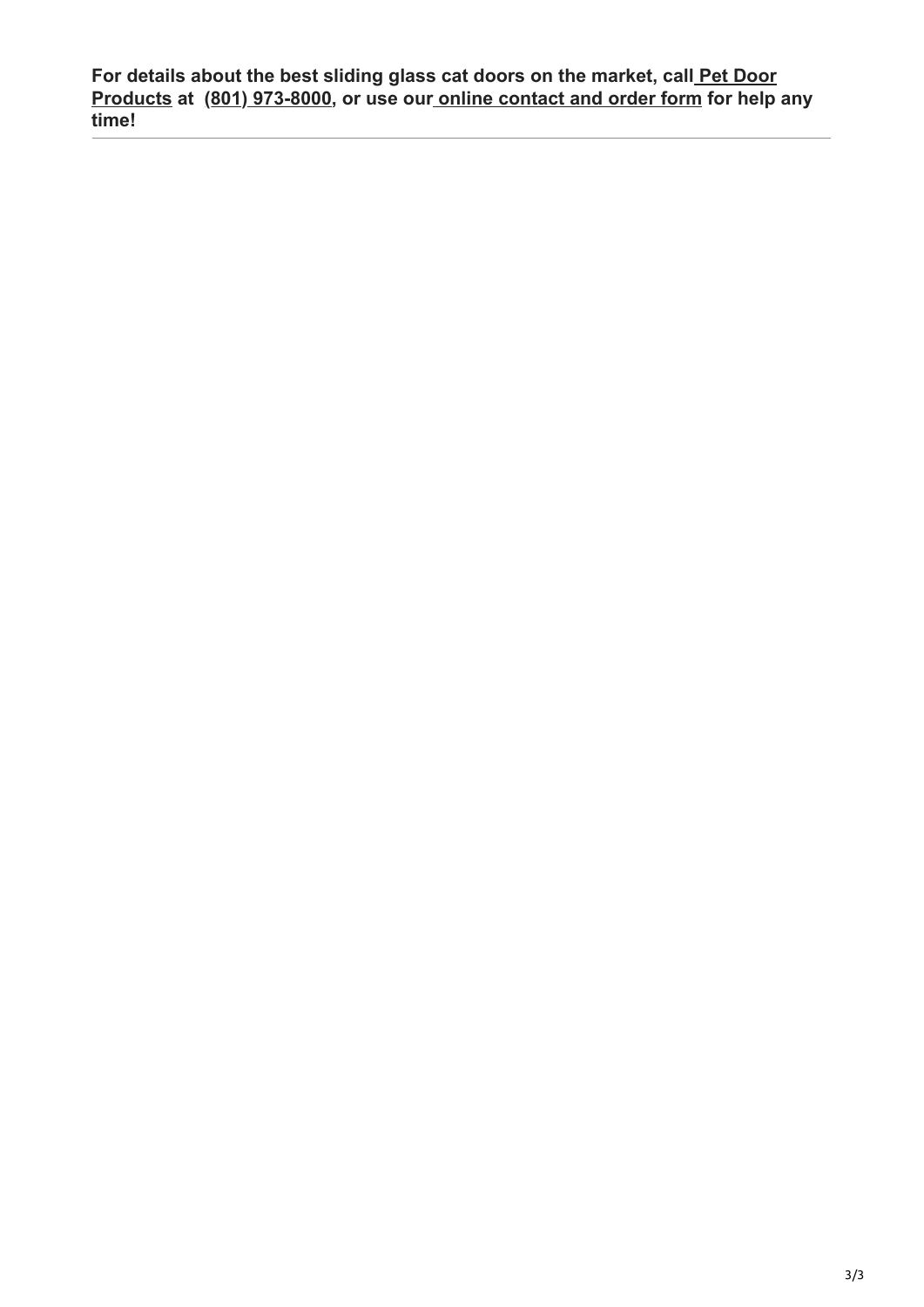**For details about the best sliding glass cat doors on the market, call Pet Door Products at (801) 973-8000, or use our online contact and order form for help any time!**

---